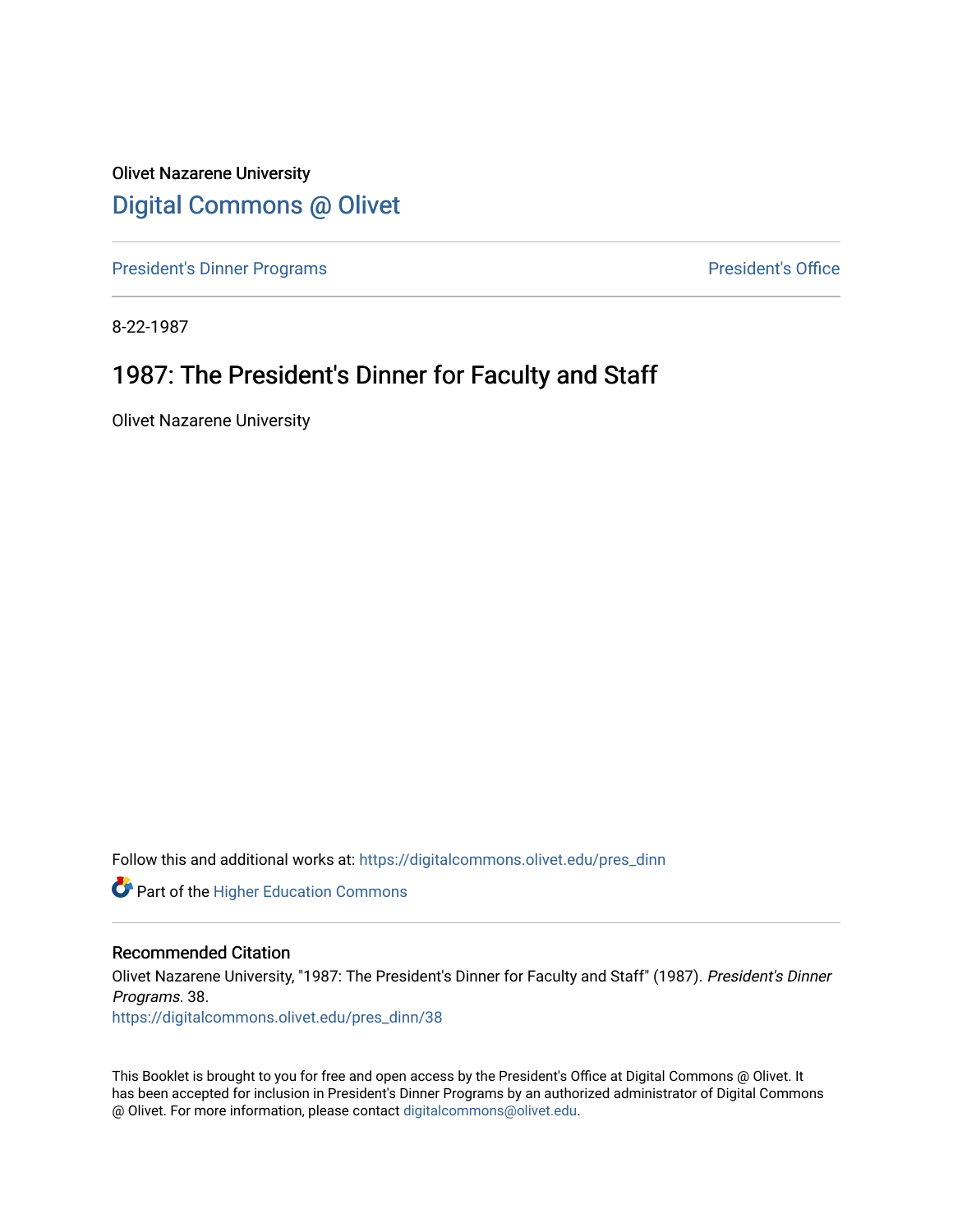Olivet Nazarene University

# Digital Commons @ Olivet

President's Dinner Programs | President's Office

8-22-1987

## 1987: The President's Dinner for Faculty and Staff

Olivet Nazarene University

Follow this and additional works at: https://digitalcommons.olivet.edu/pres_dinn

Part of the Higher Education Commons

### Recommended Citation

Olivet Nazarene University, "1987: The President's Dinner for Faculty and Staff" (1987). *President's Dinner Programs*. 38.
https://digitalcommons.olivet.edu/pres_dinn/38

This Booklet is brought to you for free and open access by the President's Office at Digital Commons @ Olivet. It has been accepted for inclusion in President's Dinner Programs by an authorized administrator of Digital Commons @ Olivet. For more information, please contact digitalcommons@olivet.edu.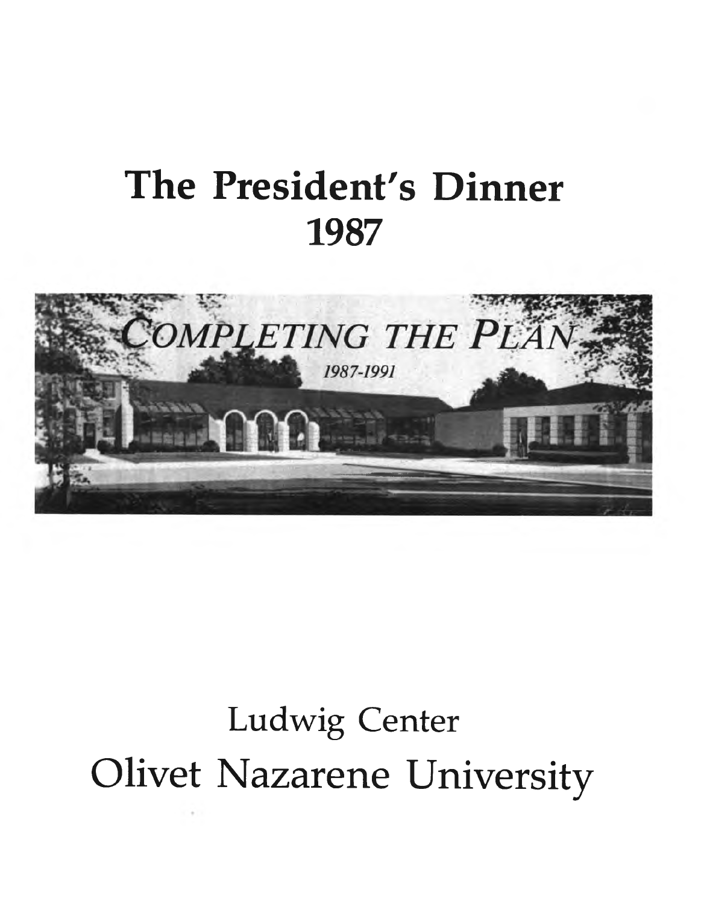# The President's Dinner 1987

*COMPLETING THE PLAN*

*1987-1991*

Ludwig Center

Olivet Nazarene University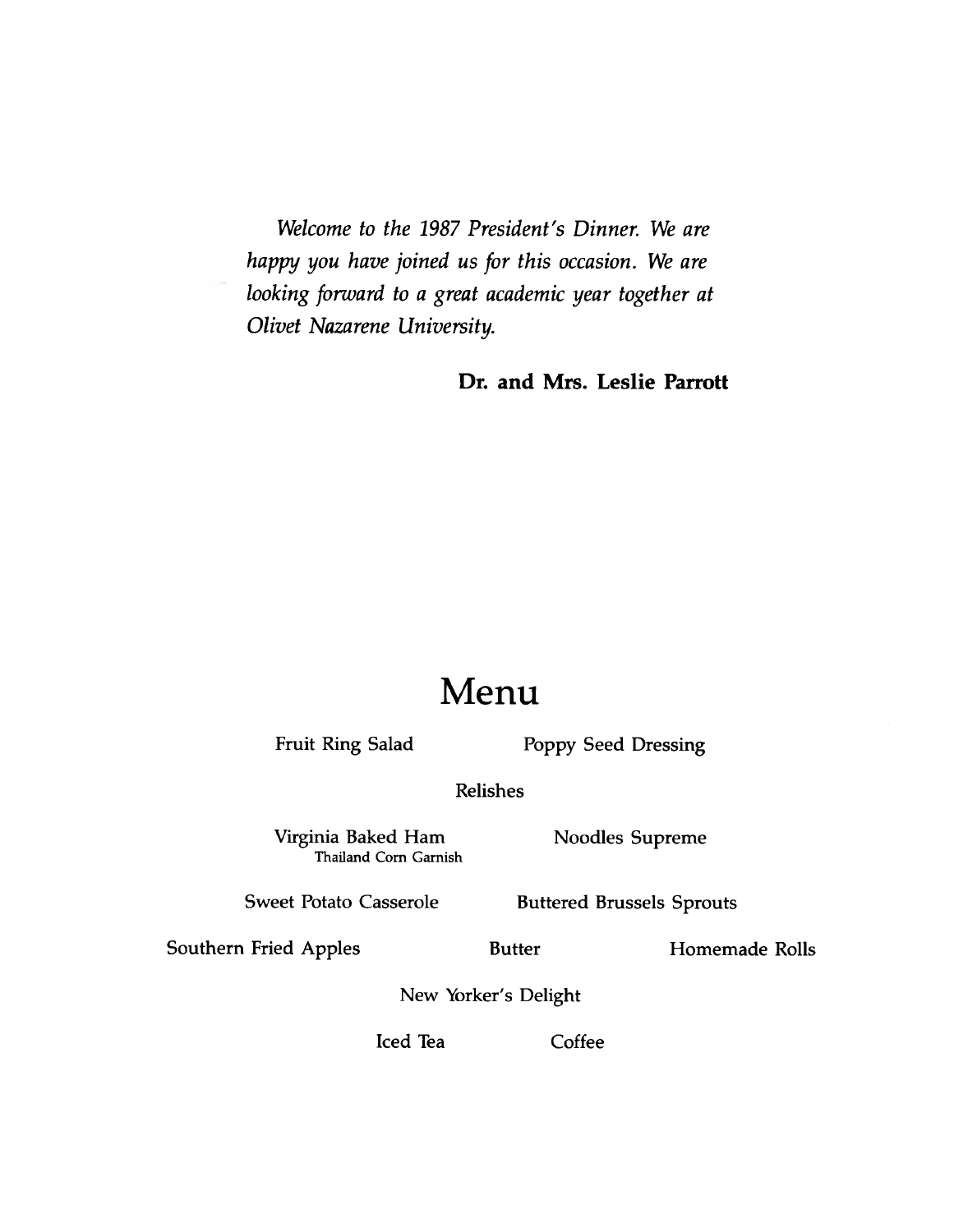*Welcome to the 1987 President's Dinner. We are happy you have joined us for this occasion. We are looking forward to a great academic year together at Olivet Nazarene University.*

**Dr. and Mrs. Leslie Parrott**

# Menu

Fruit Ring Salad — Poppy Seed Dressing

Relishes

Virginia Baked Ham
Thailand Corn Garnish

Noodles Supreme

Sweet Potato Casserole — Buttered Brussels Sprouts

Southern Fried Apples — Butter — Homemade Rolls

New Yorker's Delight

Iced Tea — Coffee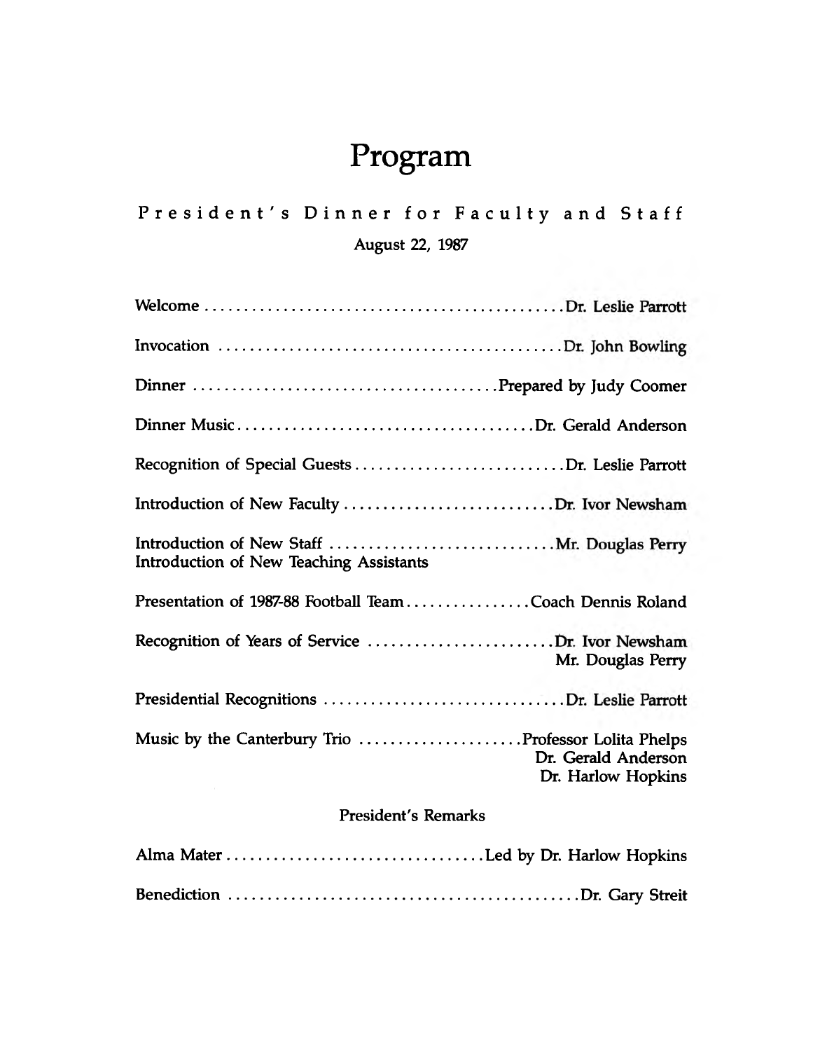# Program

## President's Dinner for Faculty and Staff

August 22, 1987

Welcome ............................................... Dr. Leslie Parrott

Invocation ............................................ Dr. John Bowling

Dinner ....................................... Prepared by Judy Coomer

Dinner Music ...................................... Dr. Gerald Anderson

Recognition of Special Guests ............................ Dr. Leslie Parrott

Introduction of New Faculty ........................... Dr. Ivor Newsham

Introduction of New Staff ............................. Mr. Douglas Perry
Introduction of New Teaching Assistants

Presentation of 1987-88 Football Team ................ Coach Dennis Roland

Recognition of Years of Service ......................... Dr. Ivor Newsham
Mr. Douglas Perry

Presidential Recognitions ............................... Dr. Leslie Parrott

Music by the Canterbury Trio ..................... Professor Lolita Phelps
Dr. Gerald Anderson
Dr. Harlow Hopkins

President's Remarks

Alma Mater ................................. Led by Dr. Harlow Hopkins

Benediction ............................................. Dr. Gary Streit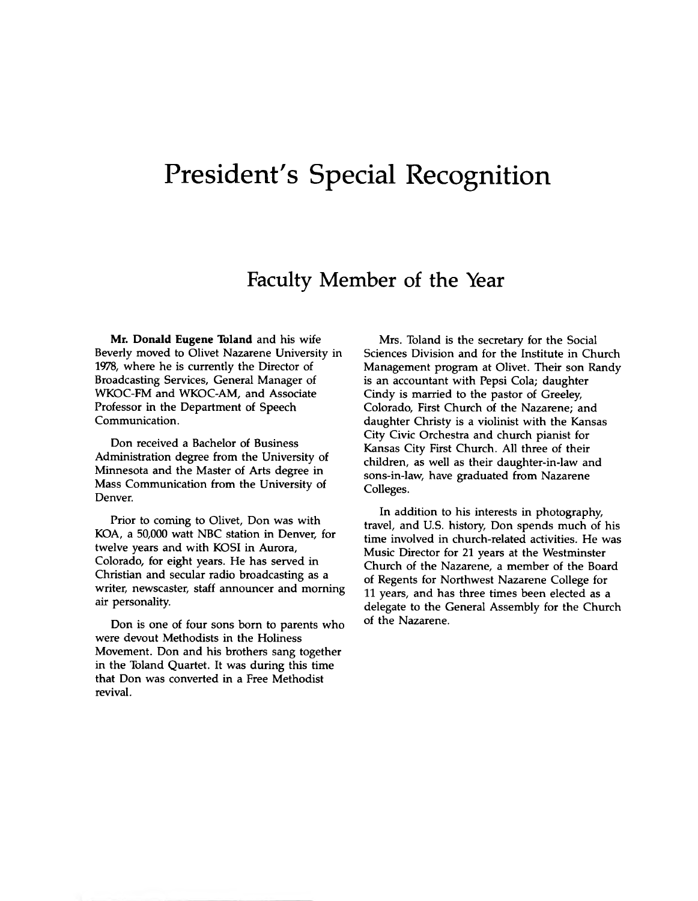# President's Special Recognition

## Faculty Member of the Year

**Mr. Donald Eugene Toland** and his wife Beverly moved to Olivet Nazarene University in 1978, where he is currently the Director of Broadcasting Services, General Manager of WKOC-FM and WKOC-AM, and Associate Professor in the Department of Speech Communication.

Don received a Bachelor of Business Administration degree from the University of Minnesota and the Master of Arts degree in Mass Communication from the University of Denver.

Prior to coming to Olivet, Don was with KOA, a 50,000 watt NBC station in Denver, for twelve years and with KOSI in Aurora, Colorado, for eight years. He has served in Christian and secular radio broadcasting as a writer, newscaster, staff announcer and morning air personality.

Don is one of four sons born to parents who were devout Methodists in the Holiness Movement. Don and his brothers sang together in the Toland Quartet. It was during this time that Don was converted in a Free Methodist revival.

Mrs. Toland is the secretary for the Social Sciences Division and for the Institute in Church Management program at Olivet. Their son Randy is an accountant with Pepsi Cola; daughter Cindy is married to the pastor of Greeley, Colorado, First Church of the Nazarene; and daughter Christy is a violinist with the Kansas City Civic Orchestra and church pianist for Kansas City First Church. All three of their children, as well as their daughter-in-law and sons-in-law, have graduated from Nazarene Colleges.

In addition to his interests in photography, travel, and U.S. history, Don spends much of his time involved in church-related activities. He was Music Director for 21 years at the Westminster Church of the Nazarene, a member of the Board of Regents for Northwest Nazarene College for 11 years, and has three times been elected as a delegate to the General Assembly for the Church of the Nazarene.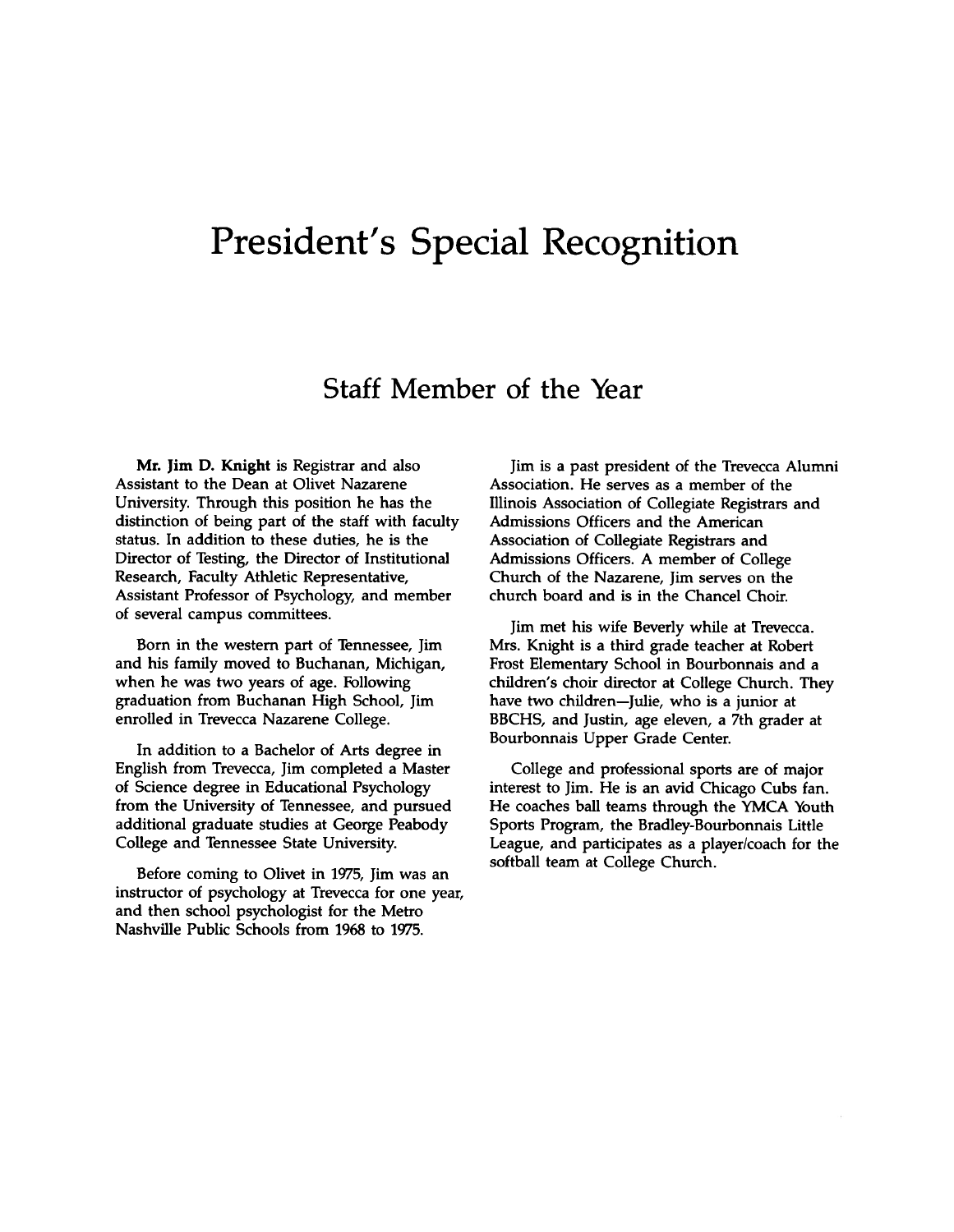# President's Special Recognition

## Staff Member of the Year

**Mr. Jim D. Knight** is Registrar and also Assistant to the Dean at Olivet Nazarene University. Through this position he has the distinction of being part of the staff with faculty status. In addition to these duties, he is the Director of Testing, the Director of Institutional Research, Faculty Athletic Representative, Assistant Professor of Psychology, and member of several campus committees.

Born in the western part of Tennessee, Jim and his family moved to Buchanan, Michigan, when he was two years of age. Following graduation from Buchanan High School, Jim enrolled in Trevecca Nazarene College.

In addition to a Bachelor of Arts degree in English from Trevecca, Jim completed a Master of Science degree in Educational Psychology from the University of Tennessee, and pursued additional graduate studies at George Peabody College and Tennessee State University.

Before coming to Olivet in 1975, Jim was an instructor of psychology at Trevecca for one year, and then school psychologist for the Metro Nashville Public Schools from 1968 to 1975.

Jim is a past president of the Trevecca Alumni Association. He serves as a member of the Illinois Association of Collegiate Registrars and Admissions Officers and the American Association of Collegiate Registrars and Admissions Officers. A member of College Church of the Nazarene, Jim serves on the church board and is in the Chancel Choir.

Jim met his wife Beverly while at Trevecca. Mrs. Knight is a third grade teacher at Robert Frost Elementary School in Bourbonnais and a children's choir director at College Church. They have two children—Julie, who is a junior at BBCHS, and Justin, age eleven, a 7th grader at Bourbonnais Upper Grade Center.

College and professional sports are of major interest to Jim. He is an avid Chicago Cubs fan. He coaches ball teams through the YMCA Youth Sports Program, the Bradley-Bourbonnais Little League, and participates as a player/coach for the softball team at College Church.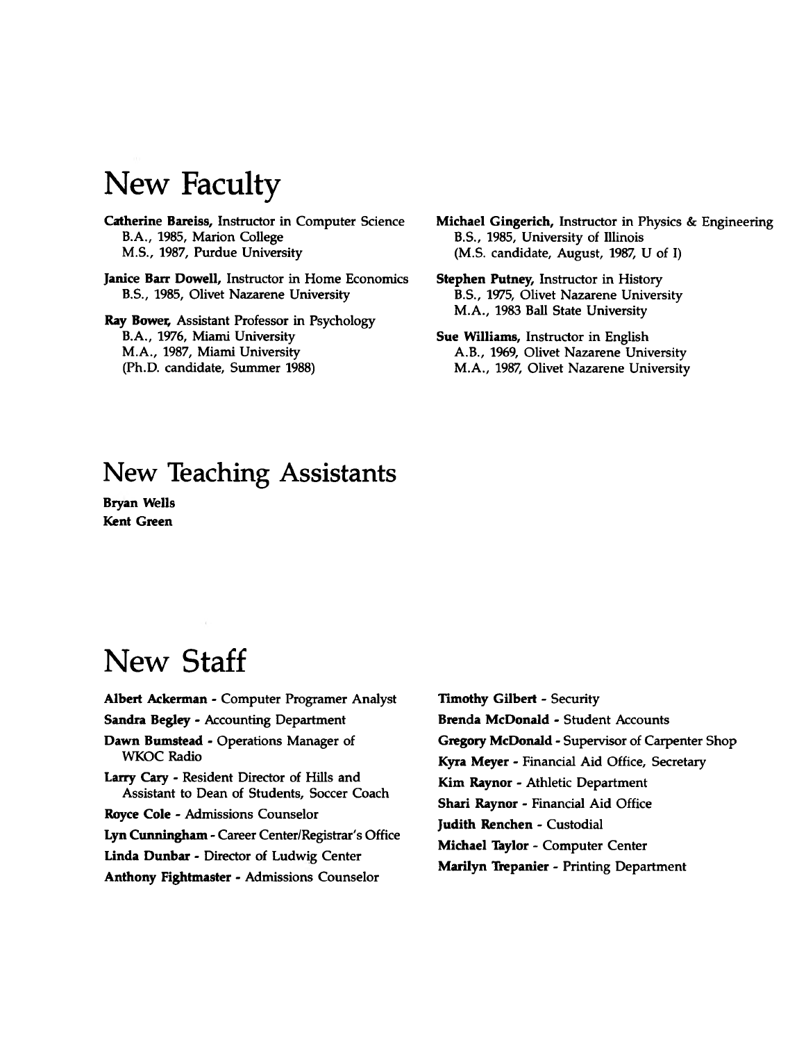# New Faculty

**Catherine Bareiss,** Instructor in Computer Science
B.A., 1985, Marion College
M.S., 1987, Purdue University

**Janice Barr Dowell,** Instructor in Home Economics
B.S., 1985, Olivet Nazarene University

**Ray Bower,** Assistant Professor in Psychology
B.A., 1976, Miami University
M.A., 1987, Miami University
(Ph.D. candidate, Summer 1988)

**Michael Gingerich,** Instructor in Physics & Engineering
B.S., 1985, University of Illinois
(M.S. candidate, August, 1987, U of I)

**Stephen Putney,** Instructor in History
B.S., 1975, Olivet Nazarene University
M.A., 1983 Ball State University

**Sue Williams,** Instructor in English
A.B., 1969, Olivet Nazarene University
M.A., 1987, Olivet Nazarene University

# New Teaching Assistants

**Bryan Wells**
**Kent Green**

# New Staff

**Albert Ackerman** - Computer Programer Analyst

**Sandra Begley** - Accounting Department

**Dawn Bumstead** - Operations Manager of WKOC Radio

**Larry Cary** - Resident Director of Hills and Assistant to Dean of Students, Soccer Coach

**Royce Cole** - Admissions Counselor

**Lyn Cunningham** - Career Center/Registrar's Office

**Linda Dunbar** - Director of Ludwig Center

**Anthony Fightmaster** - Admissions Counselor

**Timothy Gilbert** - Security

**Brenda McDonald** - Student Accounts

**Gregory McDonald** - Supervisor of Carpenter Shop

**Kyra Meyer** - Financial Aid Office, Secretary

**Kim Raynor** - Athletic Department

**Shari Raynor** - Financial Aid Office

**Judith Renchen** - Custodial

**Michael Taylor** - Computer Center

**Marilyn Trepanier** - Printing Department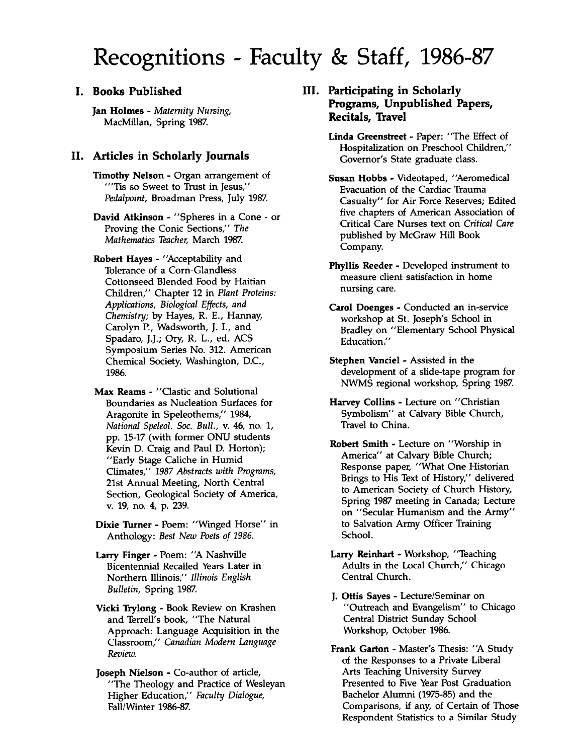# Recognitions - Faculty & Staff, 1986-87

## I. Books Published

**Jan Holmes** - *Maternity Nursing*, MacMillan, Spring 1987.

## II. Articles in Scholarly Journals

**Timothy Nelson** - Organ arrangement of "'Tis so Sweet to Trust in Jesus," *Pedalpoint*, Broadman Press, July 1987.

**David Atkinson** - "Spheres in a Cone - or Proving the Conic Sections," *The Mathematics Teacher*, March 1987.

**Robert Hayes** - "Acceptability and Tolerance of a Corn-Glandless Cottonseed Blended Food by Haitian Children," Chapter 12 in *Plant Proteins: Applications, Biological Effects, and Chemistry*; by Hayes, R. E., Hannay, Carolyn P., Wadsworth, J. I., and Spadaro, J.J.; Ory, R. L., ed. ACS Symposium Series No. 312. American Chemical Society, Washington, D.C., 1986.

**Max Reams** - "Clastic and Solutional Boundaries as Nucleation Surfaces for Aragonite in Speleothems," 1984, *National Speleol. Soc. Bull.*, v. 46, no. 1, pp. 15-17 (with former ONU students Kevin D. Craig and Paul D. Horton); "Early Stage Caliche in Humid Climates," *1987 Abstracts with Programs*, 21st Annual Meeting, North Central Section, Geological Society of America, v. 19, no. 4, p. 239.

**Dixie Turner** - Poem: "Winged Horse" in Anthology: *Best New Poets of 1986*.

**Larry Finger** - Poem: "A Nashville Bicentennial Recalled Years Later in Northern Illinois," *Illinois English Bulletin*, Spring 1987.

**Vicki Trylong** - Book Review on Krashen and Terrell's book, "The Natural Approach: Language Acquisition in the Classroom," *Canadian Modern Language Review*.

**Joseph Nielson** - Co-author of article, "The Theology and Practice of Wesleyan Higher Education," *Faculty Dialogue*, Fall/Winter 1986-87.

## III. Participating in Scholarly Programs, Unpublished Papers, Recitals, Travel

**Linda Greenstreet** - Paper: "The Effect of Hospitalization on Preschool Children," Governor's State graduate class.

**Susan Hobbs** - Videotaped, "Aeromedical Evacuation of the Cardiac Trauma Casualty" for Air Force Reserves; Edited five chapters of American Association of Critical Care Nurses text on *Critical Care* published by McGraw Hill Book Company.

**Phyllis Reeder** - Developed instrument to measure client satisfaction in home nursing care.

**Carol Doenges** - Conducted an in-service workshop at St. Joseph's School in Bradley on "Elementary School Physical Education."

**Stephen Vanciel** - Assisted in the development of a slide-tape program for NWMS regional workshop, Spring 1987.

**Harvey Collins** - Lecture on "Christian Symbolism" at Calvary Bible Church, Travel to China.

**Robert Smith** - Lecture on "Worship in America" at Calvary Bible Church; Response paper, "What One Historian Brings to His Text of History," delivered to American Society of Church History, Spring 1987 meeting in Canada; Lecture on "Secular Humanism and the Army" to Salvation Army Officer Training School.

**Larry Reinhart** - Workshop, "Teaching Adults in the Local Church," Chicago Central Church.

**J. Ottis Sayes** - Lecture/Seminar on "Outreach and Evangelism" to Chicago Central District Sunday School Workshop, October 1986.

**Frank Garton** - Master's Thesis: "A Study of the Responses to a Private Liberal Arts Teaching University Survey Presented to Five Year Post Graduation Bachelor Alumni (1975-85) and the Comparisons, if any, of Certain of Those Respondent Statistics to a Similar Study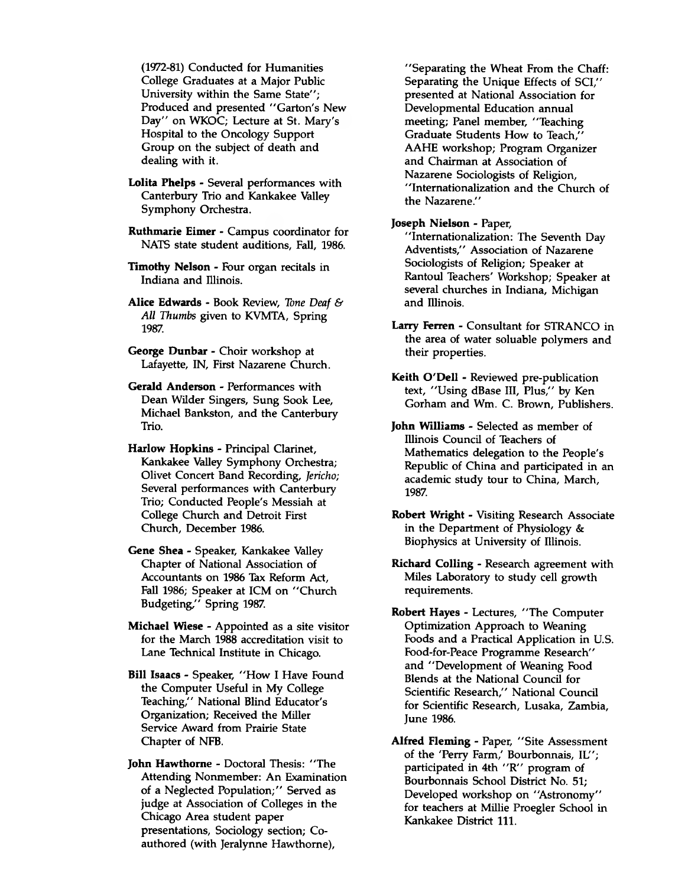(1972-81) Conducted for Humanities College Graduates at a Major Public University within the Same State"; Produced and presented "Garton's New Day" on WKOC; Lecture at St. Mary's Hospital to the Oncology Support Group on the subject of death and dealing with it.

**Lolita Phelps** - Several performances with Canterbury Trio and Kankakee Valley Symphony Orchestra.

**Ruthmarie Eimer** - Campus coordinator for NATS state student auditions, Fall, 1986.

**Timothy Nelson** - Four organ recitals in Indiana and Illinois.

**Alice Edwards** - Book Review, *Tone Deaf & All Thumbs* given to KVMTA, Spring 1987.

**George Dunbar** - Choir workshop at Lafayette, IN, First Nazarene Church.

**Gerald Anderson** - Performances with Dean Wilder Singers, Sung Sook Lee, Michael Bankston, and the Canterbury Trio.

**Harlow Hopkins** - Principal Clarinet, Kankakee Valley Symphony Orchestra; Olivet Concert Band Recording, *Jericho;* Several performances with Canterbury Trio; Conducted People's Messiah at College Church and Detroit First Church, December 1986.

**Gene Shea** - Speaker, Kankakee Valley Chapter of National Association of Accountants on 1986 Tax Reform Act, Fall 1986; Speaker at ICM on "Church Budgeting," Spring 1987.

**Michael Wiese** - Appointed as a site visitor for the March 1988 accreditation visit to Lane Technical Institute in Chicago.

**Bill Isaacs** - Speaker, "How I Have Found the Computer Useful in My College Teaching," National Blind Educator's Organization; Received the Miller Service Award from Prairie State Chapter of NFB.

**John Hawthorne** - Doctoral Thesis: "The Attending Nonmember: An Examination of a Neglected Population;" Served as judge at Association of Colleges in the Chicago Area student paper presentations, Sociology section; Co-authored (with Jeralynne Hawthorne), "Separating the Wheat From the Chaff: Separating the Unique Effects of SCI," presented at National Association for Developmental Education annual meeting; Panel member, "Teaching Graduate Students How to Teach," AAHE workshop; Program Organizer and Chairman at Association of Nazarene Sociologists of Religion, "Internationalization and the Church of the Nazarene."

**Joseph Nielson** - Paper, "Internationalization: The Seventh Day Adventists," Association of Nazarene Sociologists of Religion; Speaker at Rantoul Teachers' Workshop; Speaker at several churches in Indiana, Michigan and Illinois.

**Larry Ferren** - Consultant for STRANCO in the area of water soluable polymers and their properties.

**Keith O'Dell** - Reviewed pre-publication text, "Using dBase III, Plus," by Ken Gorham and Wm. C. Brown, Publishers.

**John Williams** - Selected as member of Illinois Council of Teachers of Mathematics delegation to the People's Republic of China and participated in an academic study tour to China, March, 1987.

**Robert Wright** - Visiting Research Associate in the Department of Physiology & Biophysics at University of Illinois.

**Richard Colling** - Research agreement with Miles Laboratory to study cell growth requirements.

**Robert Hayes** - Lectures, "The Computer Optimization Approach to Weaning Foods and a Practical Application in U.S. Food-for-Peace Programme Research" and "Development of Weaning Food Blends at the National Council for Scientific Research," National Council for Scientific Research, Lusaka, Zambia, June 1986.

**Alfred Fleming** - Paper, "Site Assessment of the 'Perry Farm,' Bourbonnais, IL"; participated in 4th "R" program of Bourbonnais School District No. 51; Developed workshop on "Astronomy" for teachers at Millie Proegler School in Kankakee District 111.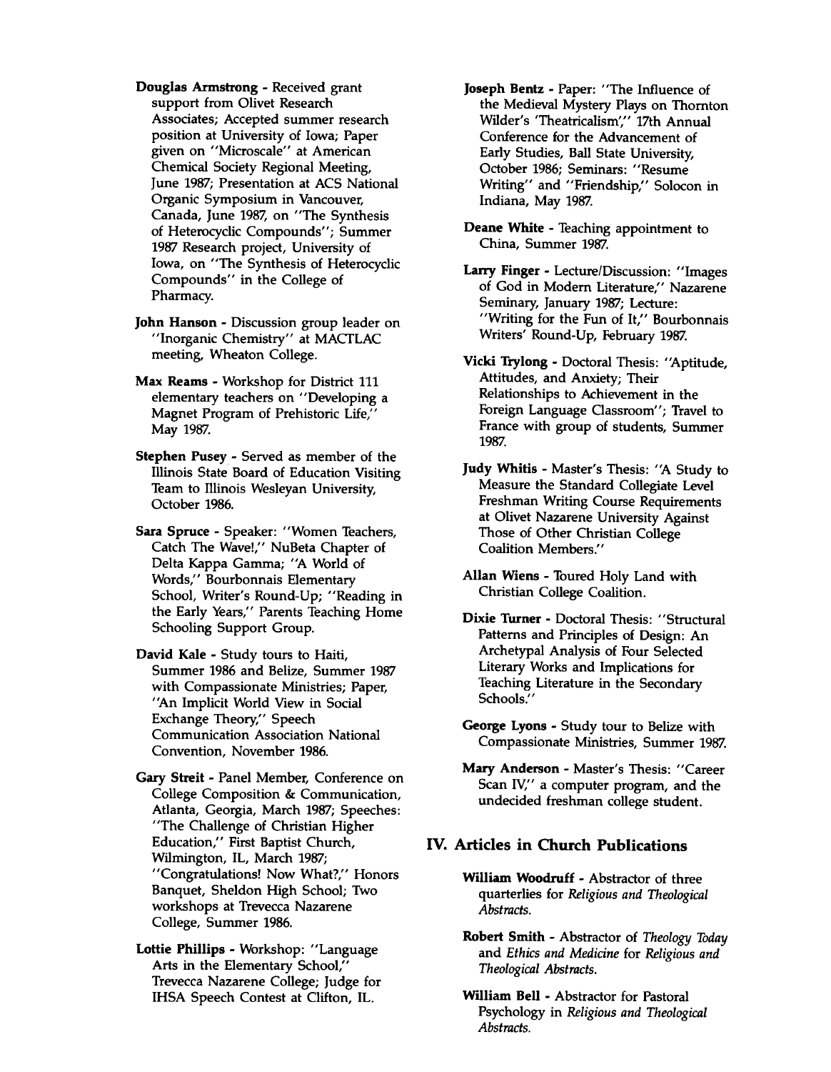**Douglas Armstrong** - Received grant support from Olivet Research Associates; Accepted summer research position at University of Iowa; Paper given on "Microscale" at American Chemical Society Regional Meeting, June 1987; Presentation at ACS National Organic Symposium in Vancouver, Canada, June 1987, on "The Synthesis of Heterocyclic Compounds"; Summer 1987 Research project, University of Iowa, on "The Synthesis of Heterocyclic Compounds" in the College of Pharmacy.

**John Hanson** - Discussion group leader on "Inorganic Chemistry" at MACTLAC meeting, Wheaton College.

**Max Reams** - Workshop for District 111 elementary teachers on "Developing a Magnet Program of Prehistoric Life," May 1987.

**Stephen Pusey** - Served as member of the Illinois State Board of Education Visiting Team to Illinois Wesleyan University, October 1986.

**Sara Spruce** - Speaker: "Women Teachers, Catch The Wave!," NuBeta Chapter of Delta Kappa Gamma; "A World of Words," Bourbonnais Elementary School, Writer's Round-Up; "Reading in the Early Years," Parents Teaching Home Schooling Support Group.

**David Kale** - Study tours to Haiti, Summer 1986 and Belize, Summer 1987 with Compassionate Ministries; Paper, "An Implicit World View in Social Exchange Theory," Speech Communication Association National Convention, November 1986.

**Gary Streit** - Panel Member, Conference on College Composition & Communication, Atlanta, Georgia, March 1987; Speeches: "The Challenge of Christian Higher Education," First Baptist Church, Wilmington, IL, March 1987; "Congratulations! Now What?," Honors Banquet, Sheldon High School; Two workshops at Trevecca Nazarene College, Summer 1986.

**Lottie Phillips** - Workshop: "Language Arts in the Elementary School," Trevecca Nazarene College; Judge for IHSA Speech Contest at Clifton, IL.

**Joseph Bentz** - Paper: "The Influence of the Medieval Mystery Plays on Thornton Wilder's 'Theatricalism'," 17th Annual Conference for the Advancement of Early Studies, Ball State University, October 1986; Seminars: "Resume Writing" and "Friendship," Solocon in Indiana, May 1987.

**Deane White** - Teaching appointment to China, Summer 1987.

**Larry Finger** - Lecture/Discussion: "Images of God in Modern Literature," Nazarene Seminary, January 1987; Lecture: "Writing for the Fun of It," Bourbonnais Writers' Round-Up, February 1987.

**Vicki Trylong** - Doctoral Thesis: "Aptitude, Attitudes, and Anxiety; Their Relationships to Achievement in the Foreign Language Classroom"; Travel to France with group of students, Summer 1987.

**Judy Whitis** - Master's Thesis: "A Study to Measure the Standard Collegiate Level Freshman Writing Course Requirements at Olivet Nazarene University Against Those of Other Christian College Coalition Members."

**Allan Wiens** - Toured Holy Land with Christian College Coalition.

**Dixie Turner** - Doctoral Thesis: "Structural Patterns and Principles of Design: An Archetypal Analysis of Four Selected Literary Works and Implications for Teaching Literature in the Secondary Schools."

**George Lyons** - Study tour to Belize with Compassionate Ministries, Summer 1987.

**Mary Anderson** - Master's Thesis: "Career Scan IV," a computer program, and the undecided freshman college student.

## IV. Articles in Church Publications

**William Woodruff** - Abstractor of three quarterlies for *Religious and Theological Abstracts.*

**Robert Smith** - Abstractor of *Theology Today* and *Ethics and Medicine* for *Religious and Theological Abstracts.*

**William Bell** - Abstractor for Pastoral Psychology in *Religious and Theological Abstracts.*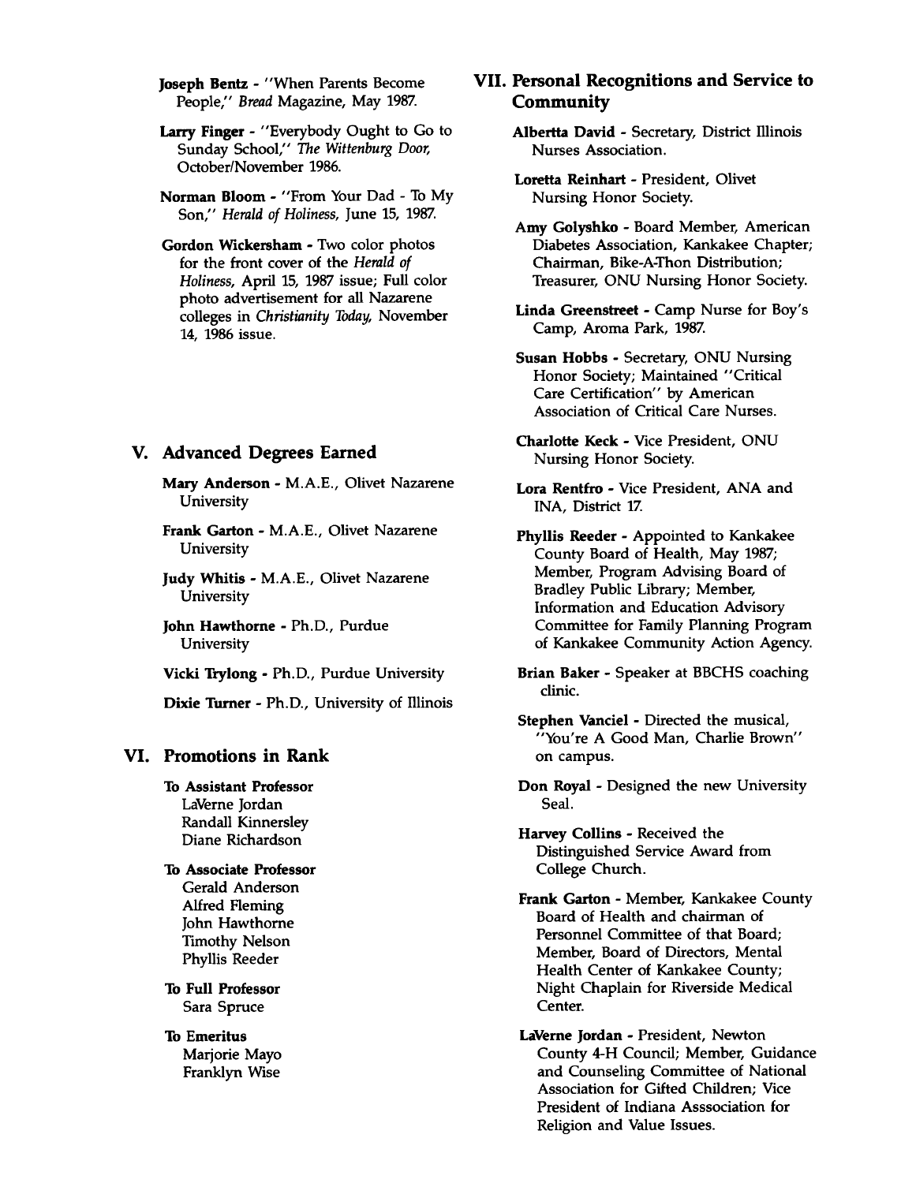**Joseph Bentz** - "When Parents Become People," *Bread* Magazine, May 1987.

**Larry Finger** - "Everybody Ought to Go to Sunday School," *The Wittenburg Door,* October/November 1986.

**Norman Bloom** - "From Your Dad - To My Son," *Herald of Holiness,* June 15, 1987.

**Gordon Wickersham** - Two color photos for the front cover of the *Herald of Holiness,* April 15, 1987 issue; Full color photo advertisement for all Nazarene colleges in *Christianity Today,* November 14, 1986 issue.

## V. Advanced Degrees Earned

**Mary Anderson** - M.A.E., Olivet Nazarene University

**Frank Garton** - M.A.E., Olivet Nazarene University

**Judy Whitis** - M.A.E., Olivet Nazarene University

**John Hawthorne** - Ph.D., Purdue University

**Vicki Trylong** - Ph.D., Purdue University

**Dixie Turner** - Ph.D., University of Illinois

## VI. Promotions in Rank

**To Assistant Professor**
LaVerne Jordan
Randall Kinnersley
Diane Richardson

**To Associate Professor**
Gerald Anderson
Alfred Fleming
John Hawthorne
Timothy Nelson
Phyllis Reeder

**To Full Professor**
Sara Spruce

**To Emeritus**
Marjorie Mayo
Franklyn Wise

## VII. Personal Recognitions and Service to Community

**Albertta David** - Secretary, District Illinois Nurses Association.

**Loretta Reinhart** - President, Olivet Nursing Honor Society.

**Amy Golyshko** - Board Member, American Diabetes Association, Kankakee Chapter; Chairman, Bike-A-Thon Distribution; Treasurer, ONU Nursing Honor Society.

**Linda Greenstreet** - Camp Nurse for Boy's Camp, Aroma Park, 1987.

**Susan Hobbs** - Secretary, ONU Nursing Honor Society; Maintained "Critical Care Certification" by American Association of Critical Care Nurses.

**Charlotte Keck** - Vice President, ONU Nursing Honor Society.

**Lora Rentfro** - Vice President, ANA and INA, District 17.

**Phyllis Reeder** - Appointed to Kankakee County Board of Health, May 1987; Member, Program Advising Board of Bradley Public Library; Member, Information and Education Advisory Committee for Family Planning Program of Kankakee Community Action Agency.

**Brian Baker** - Speaker at BBCHS coaching clinic.

**Stephen Vanciel** - Directed the musical, "You're A Good Man, Charlie Brown" on campus.

**Don Royal** - Designed the new University Seal.

**Harvey Collins** - Received the Distinguished Service Award from College Church.

**Frank Garton** - Member, Kankakee County Board of Health and chairman of Personnel Committee of that Board; Member, Board of Directors, Mental Health Center of Kankakee County; Night Chaplain for Riverside Medical Center.

**LaVerne Jordan** - President, Newton County 4-H Council; Member, Guidance and Counseling Committee of National Association for Gifted Children; Vice President of Indiana Asssociation for Religion and Value Issues.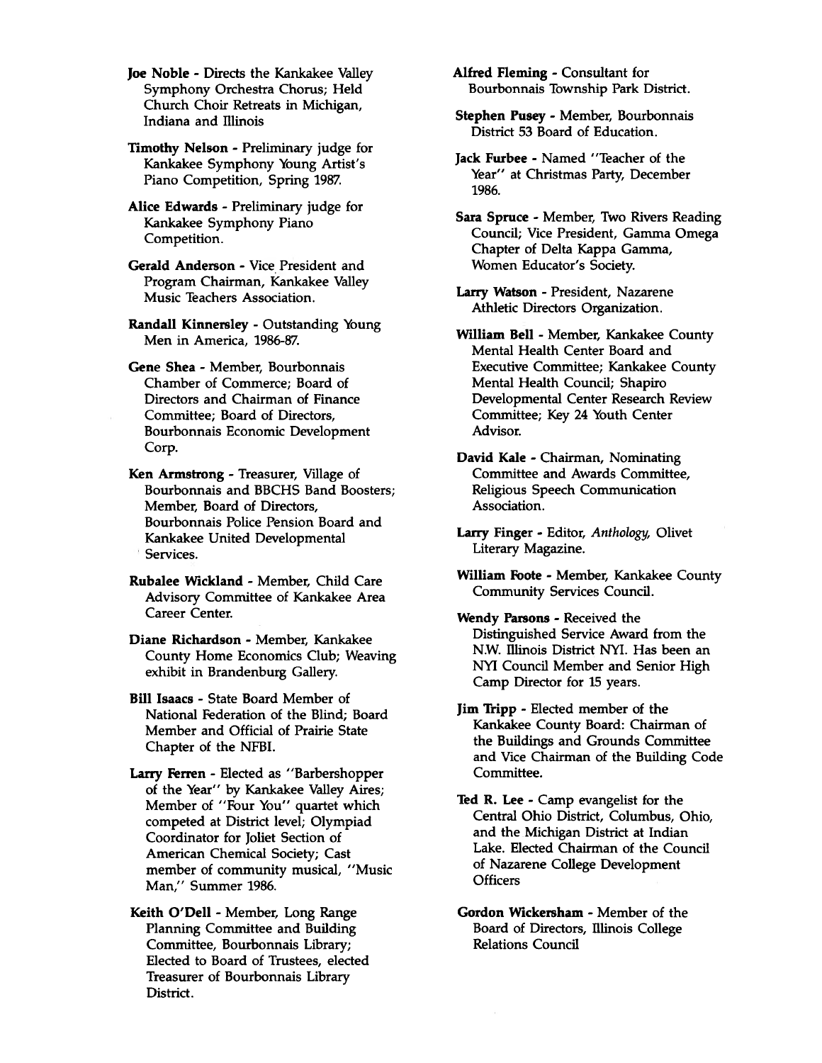**Joe Noble** - Directs the Kankakee Valley Symphony Orchestra Chorus; Held Church Choir Retreats in Michigan, Indiana and Illinois

**Timothy Nelson** - Preliminary judge for Kankakee Symphony Young Artist's Piano Competition, Spring 1987.

**Alice Edwards** - Preliminary judge for Kankakee Symphony Piano Competition.

**Gerald Anderson** - Vice President and Program Chairman, Kankakee Valley Music Teachers Association.

**Randall Kinnersley** - Outstanding Young Men in America, 1986-87.

**Gene Shea** - Member, Bourbonnais Chamber of Commerce; Board of Directors and Chairman of Finance Committee; Board of Directors, Bourbonnais Economic Development Corp.

**Ken Armstrong** - Treasurer, Village of Bourbonnais and BBCHS Band Boosters; Member, Board of Directors, Bourbonnais Police Pension Board and Kankakee United Developmental Services.

**Rubalee Wickland** - Member, Child Care Advisory Committee of Kankakee Area Career Center.

**Diane Richardson** - Member, Kankakee County Home Economics Club; Weaving exhibit in Brandenburg Gallery.

**Bill Isaacs** - State Board Member of National Federation of the Blind; Board Member and Official of Prairie State Chapter of the NFBI.

**Larry Ferren** - Elected as "Barbershopper of the Year" by Kankakee Valley Aires; Member of "Four You" quartet which competed at District level; Olympiad Coordinator for Joliet Section of American Chemical Society; Cast member of community musical, "Music Man," Summer 1986.

**Keith O'Dell** - Member, Long Range Planning Committee and Building Committee, Bourbonnais Library; Elected to Board of Trustees, elected Treasurer of Bourbonnais Library District.

**Alfred Fleming** - Consultant for Bourbonnais Township Park District.

**Stephen Pusey** - Member, Bourbonnais District 53 Board of Education.

**Jack Furbee** - Named "Teacher of the Year" at Christmas Party, December 1986.

**Sara Spruce** - Member, Two Rivers Reading Council; Vice President, Gamma Omega Chapter of Delta Kappa Gamma, Women Educator's Society.

**Larry Watson** - President, Nazarene Athletic Directors Organization.

**William Bell** - Member, Kankakee County Mental Health Center Board and Executive Committee; Kankakee County Mental Health Council; Shapiro Developmental Center Research Review Committee; Key 24 Youth Center Advisor.

**David Kale** - Chairman, Nominating Committee and Awards Committee, Religious Speech Communication Association.

**Larry Finger** - Editor, *Anthology*, Olivet Literary Magazine.

**William Foote** - Member, Kankakee County Community Services Council.

**Wendy Parsons** - Received the Distinguished Service Award from the N.W. Illinois District NYI. Has been an NYI Council Member and Senior High Camp Director for 15 years.

**Jim Tripp** - Elected member of the Kankakee County Board: Chairman of the Buildings and Grounds Committee and Vice Chairman of the Building Code Committee.

**Ted R. Lee** - Camp evangelist for the Central Ohio District, Columbus, Ohio, and the Michigan District at Indian Lake. Elected Chairman of the Council of Nazarene College Development Officers

**Gordon Wickersham** - Member of the Board of Directors, Illinois College Relations Council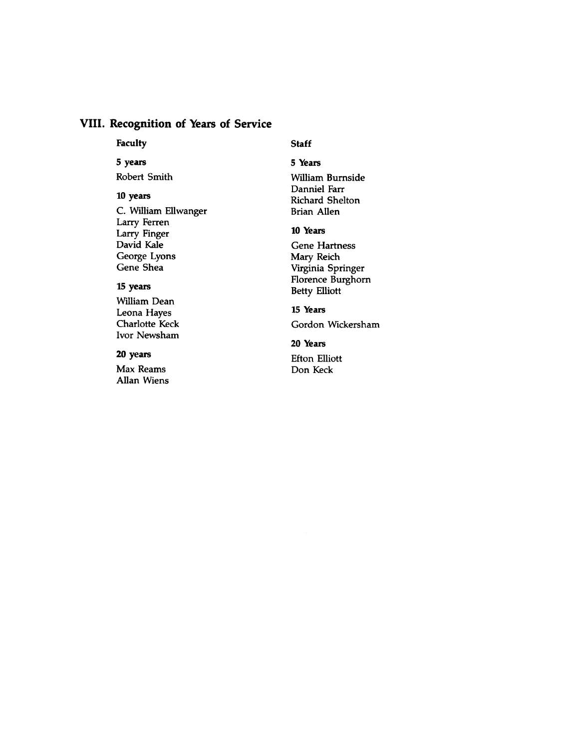## VIII. Recognition of Years of Service

### Faculty

**5 years**

Robert Smith

**10 years**

C. William Ellwanger
Larry Ferren
Larry Finger
David Kale
George Lyons
Gene Shea

**15 years**

William Dean
Leona Hayes
Charlotte Keck
Ivor Newsham

**20 years**

Max Reams
Allan Wiens

### Staff

**5 Years**

William Burnside
Danniel Farr
Richard Shelton
Brian Allen

**10 Years**

Gene Hartness
Mary Reich
Virginia Springer
Florence Burghorn
Betty Elliott

**15 Years**

Gordon Wickersham

**20 Years**

Efton Elliott
Don Keck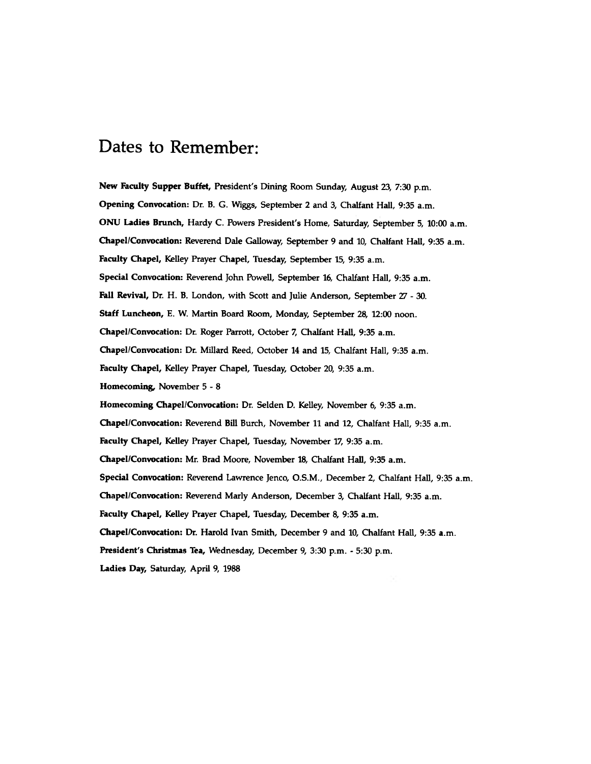# Dates to Remember:

**New Faculty Supper Buffet,** President's Dining Room Sunday, August 23, 7:30 p.m.

**Opening Convocation:** Dr. B. G. Wiggs, September 2 and 3, Chalfant Hall, 9:35 a.m.

**ONU Ladies Brunch,** Hardy C. Powers President's Home, Saturday, September 5, 10:00 a.m.

**Chapel/Convocation:** Reverend Dale Galloway, September 9 and 10, Chalfant Hall, 9:35 a.m.

**Faculty Chapel,** Kelley Prayer Chapel, Tuesday, September 15, 9:35 a.m.

**Special Convocation:** Reverend John Powell, September 16, Chalfant Hall, 9:35 a.m.

**Fall Revival,** Dr. H. B. London, with Scott and Julie Anderson, September 27 - 30.

**Staff Luncheon,** E. W. Martin Board Room, Monday, September 28, 12:00 noon.

**Chapel/Convocation:** Dr. Roger Parrott, October 7, Chalfant Hall, 9:35 a.m.

**Chapel/Convocation:** Dr. Millard Reed, October 14 and 15, Chalfant Hall, 9:35 a.m.

**Faculty Chapel,** Kelley Prayer Chapel, Tuesday, October 20, 9:35 a.m.

**Homecoming,** November 5 - 8

**Homecoming Chapel/Convocation:** Dr. Selden D. Kelley, November 6, 9:35 a.m.

**Chapel/Convocation:** Reverend Bill Burch, November 11 and 12, Chalfant Hall, 9:35 a.m.

**Faculty Chapel,** Kelley Prayer Chapel, Tuesday, November 17, 9:35 a.m.

**Chapel/Convocation:** Mr. Brad Moore, November 18, Chalfant Hall, 9:35 a.m.

**Special Convocation:** Reverend Lawrence Jenco, O.S.M., December 2, Chalfant Hall, 9:35 a.m.

**Chapel/Convocation:** Reverend Marly Anderson, December 3, Chalfant Hall, 9:35 a.m.

**Faculty Chapel,** Kelley Prayer Chapel, Tuesday, December 8, 9:35 a.m.

**Chapel/Convocation:** Dr. Harold Ivan Smith, December 9 and 10, Chalfant Hall, 9:35 a.m.

**President's Christmas Tea,** Wednesday, December 9, 3:30 p.m. - 5:30 p.m.

**Ladies Day,** Saturday, April 9, 1988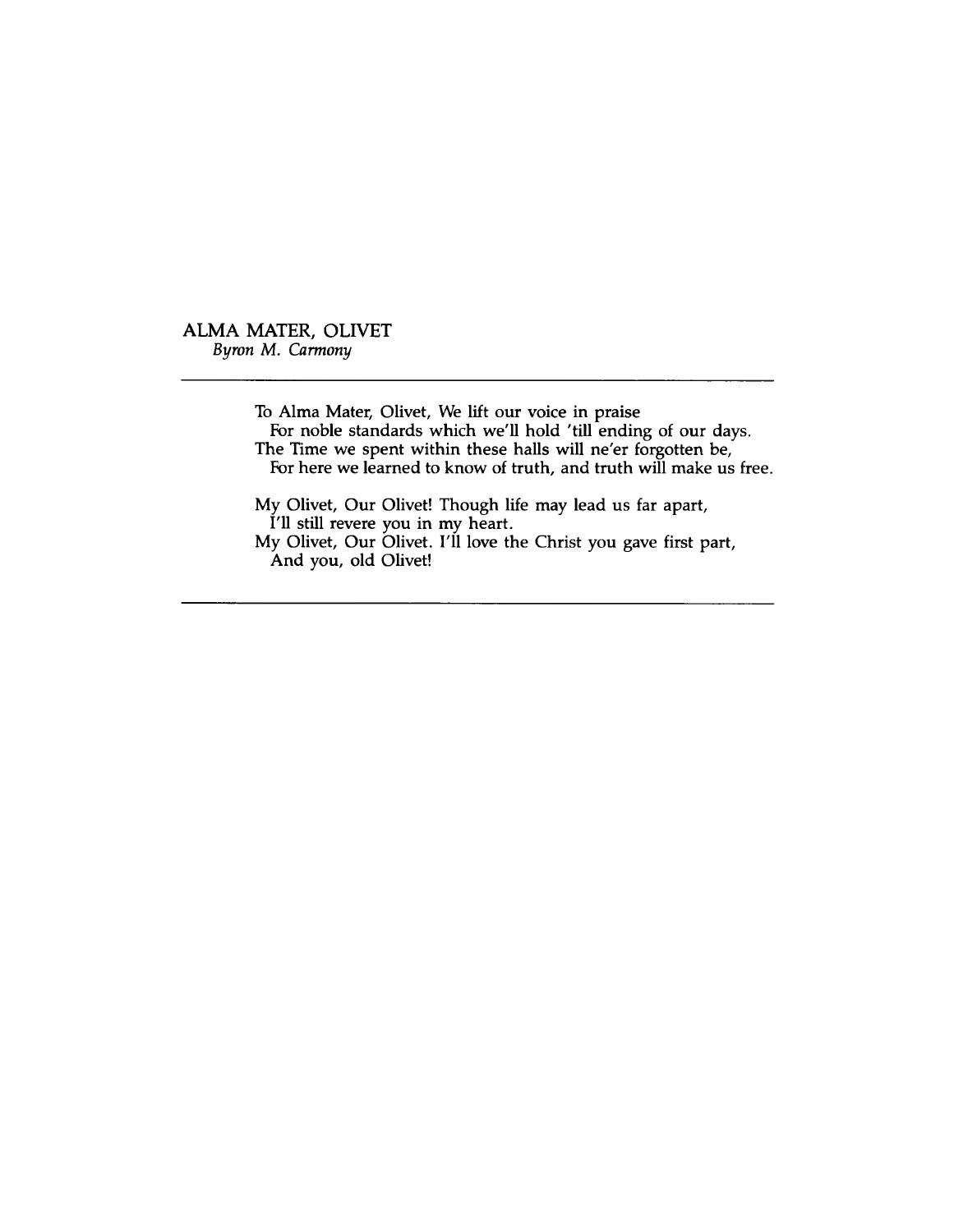## ALMA MATER, OLIVET

*Byron M. Carmony*

---

To Alma Mater, Olivet, We lift our voice in praise
  For noble standards which we'll hold 'till ending of our days.
The Time we spent within these halls will ne'er forgotten be,
  For here we learned to know of truth, and truth will make us free.

My Olivet, Our Olivet! Though life may lead us far apart,
  I'll still revere you in my heart.
My Olivet, Our Olivet. I'll love the Christ you gave first part,
  And you, old Olivet!

---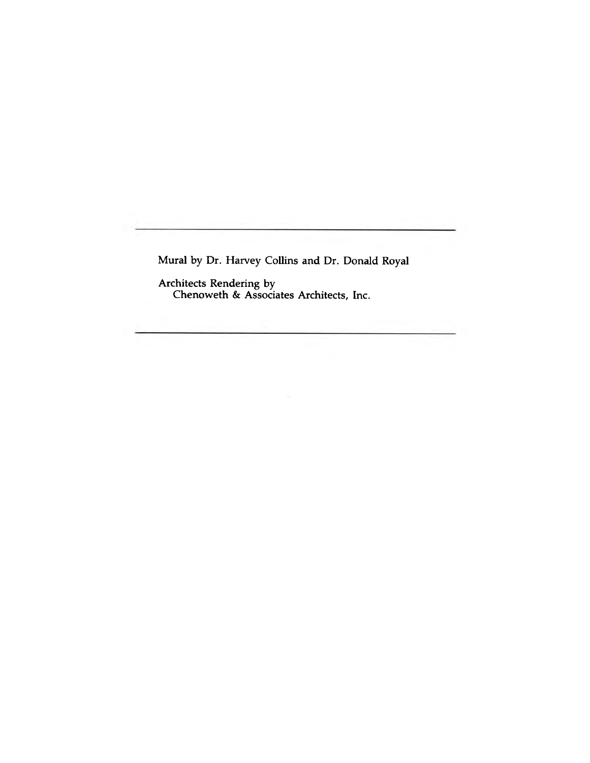---

Mural by Dr. Harvey Collins and Dr. Donald Royal

Architects Rendering by
Chenoweth & Associates Architects, Inc.

---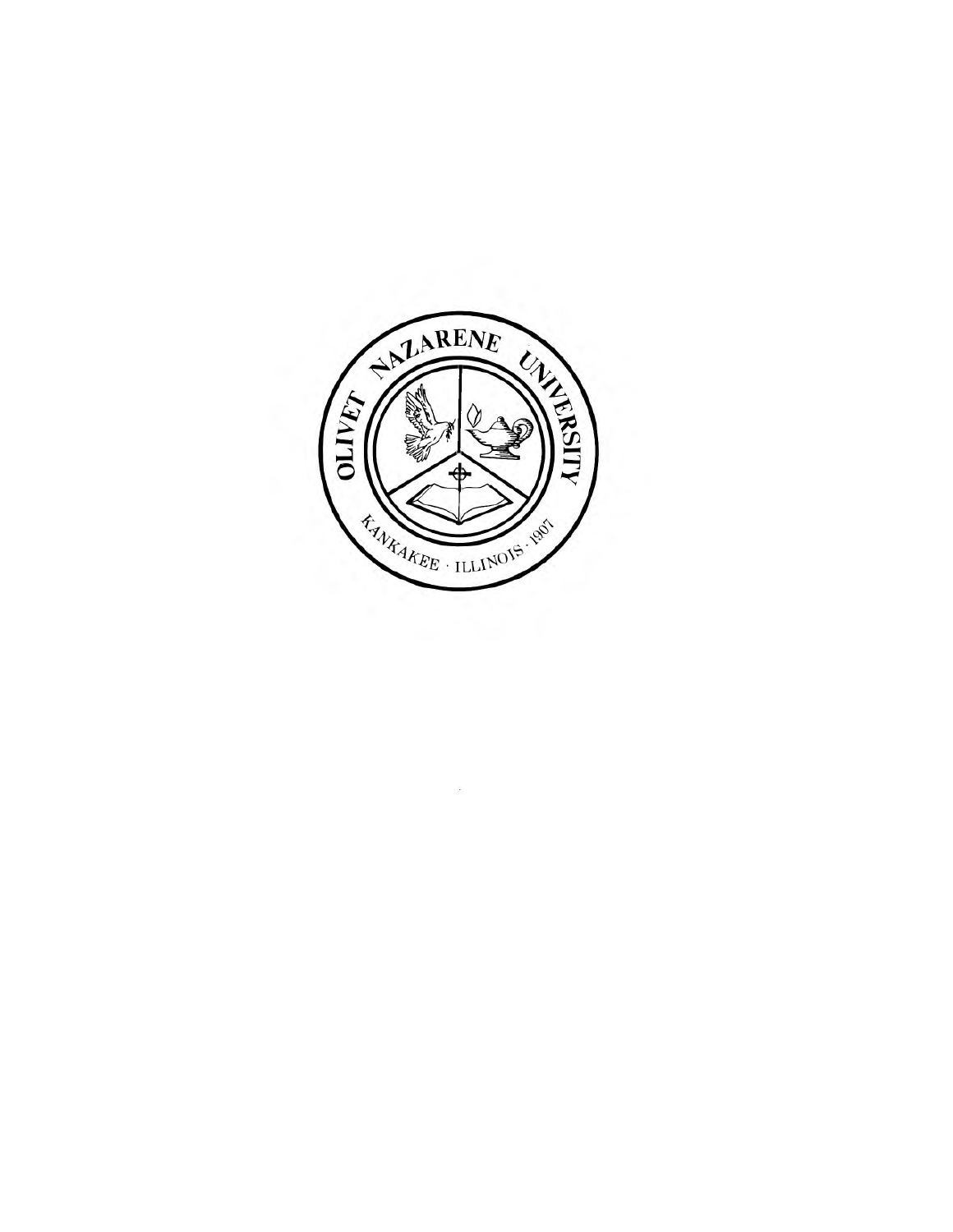OLIVET NAZARENE UNIVERSITY

KANKAKEE · ILLINOIS · 1907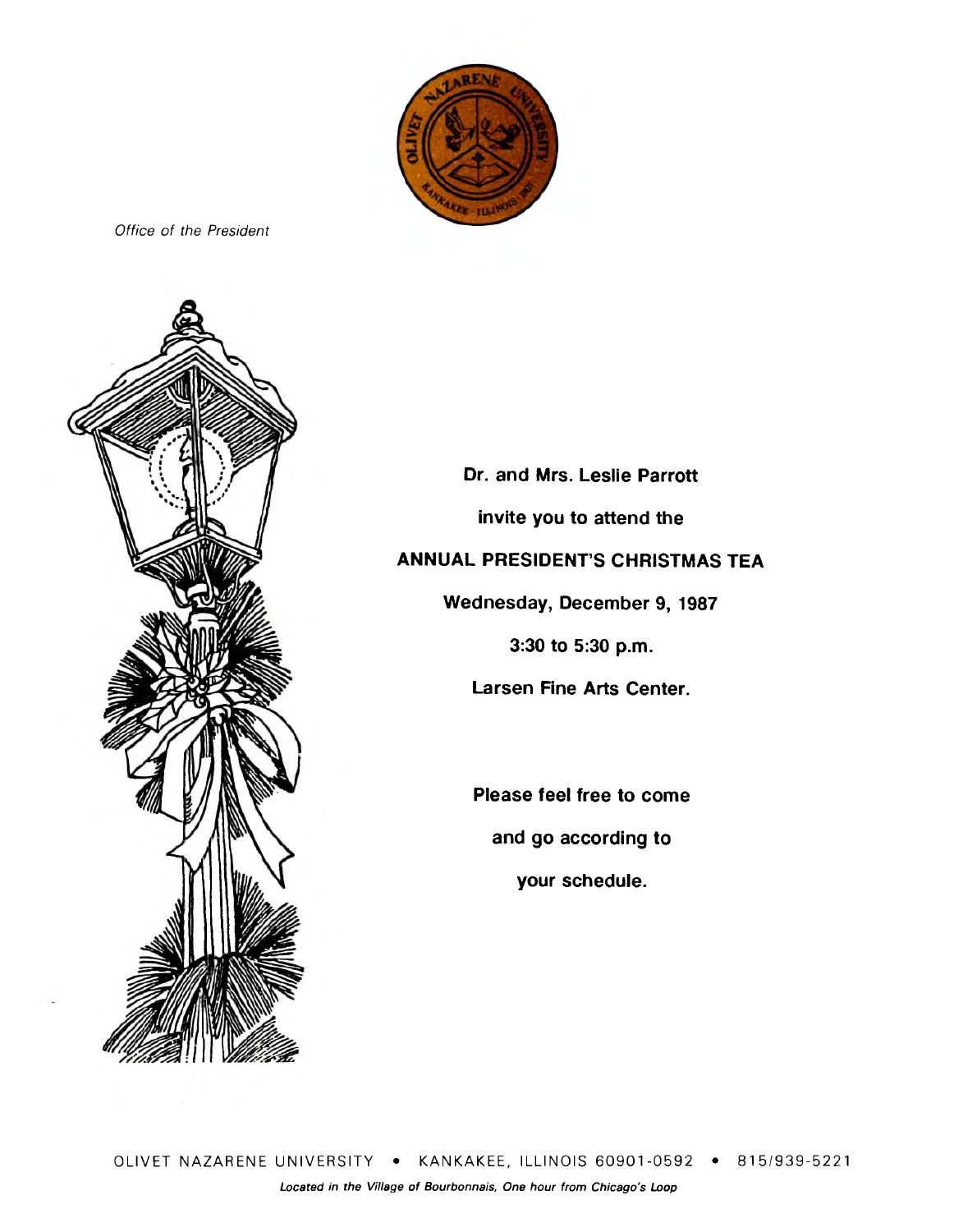*Office of the President*

**Dr. and Mrs. Leslie Parrott**

**invite you to attend the**

**ANNUAL PRESIDENT'S CHRISTMAS TEA**

**Wednesday, December 9, 1987**

**3:30 to 5:30 p.m.**

**Larsen Fine Arts Center.**

**Please feel free to come**

**and go according to**

**your schedule.**

OLIVET NAZARENE UNIVERSITY • KANKAKEE, ILLINOIS 60901-0592 • 815/939-5221

***Located in the Village of Bourbonnais, One hour from Chicago's Loop***